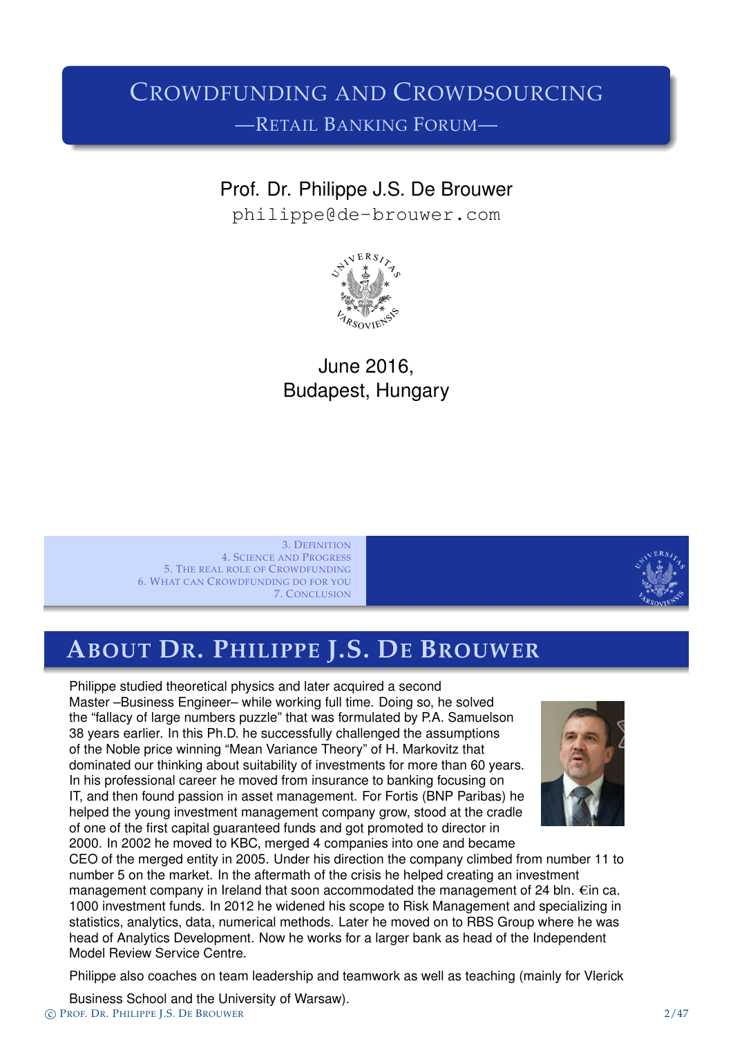# Crowdfunding and Crowdsourcing

## —Retail Banking Forum—

Prof. Dr. Philippe J.S. De Brouwer

philippe@de-brouwer.com

June 2016,
Budapest, Hungary

3. Definition
4. Science and Progress
5. The real role of Crowdfunding
6. What can Crowdfunding do for you
7. Conclusion

## About Dr. Philippe J.S. De Brouwer

Philippe studied theoretical physics and later acquired a second Master –Business Engineer– while working full time. Doing so, he solved the "fallacy of large numbers puzzle" that was formulated by P.A. Samuelson 38 years earlier. In this Ph.D. he successfully challenged the assumptions of the Noble price winning "Mean Variance Theory" of H. Markovitz that dominated our thinking about suitability of investments for more than 60 years. In his professional career he moved from insurance to banking focusing on IT, and then found passion in asset management. For Fortis (BNP Paribas) he helped the young investment management company grow, stood at the cradle of one of the first capital guaranteed funds and got promoted to director in 2000. In 2002 he moved to KBC, merged 4 companies into one and became CEO of the merged entity in 2005. Under his direction the company climbed from number 11 to number 5 on the market. In the aftermath of the crisis he helped creating an investment management company in Ireland that soon accommodated the management of 24 bln. €in ca. 1000 investment funds. In 2012 he widened his scope to Risk Management and specializing in statistics, analytics, data, numerical methods. Later he moved on to RBS Group where he was head of Analytics Development. Now he works for a larger bank as head of the Independent Model Review Service Centre.

Philippe also coaches on team leadership and teamwork as well as teaching (mainly for Vlerick Business School and the University of Warsaw).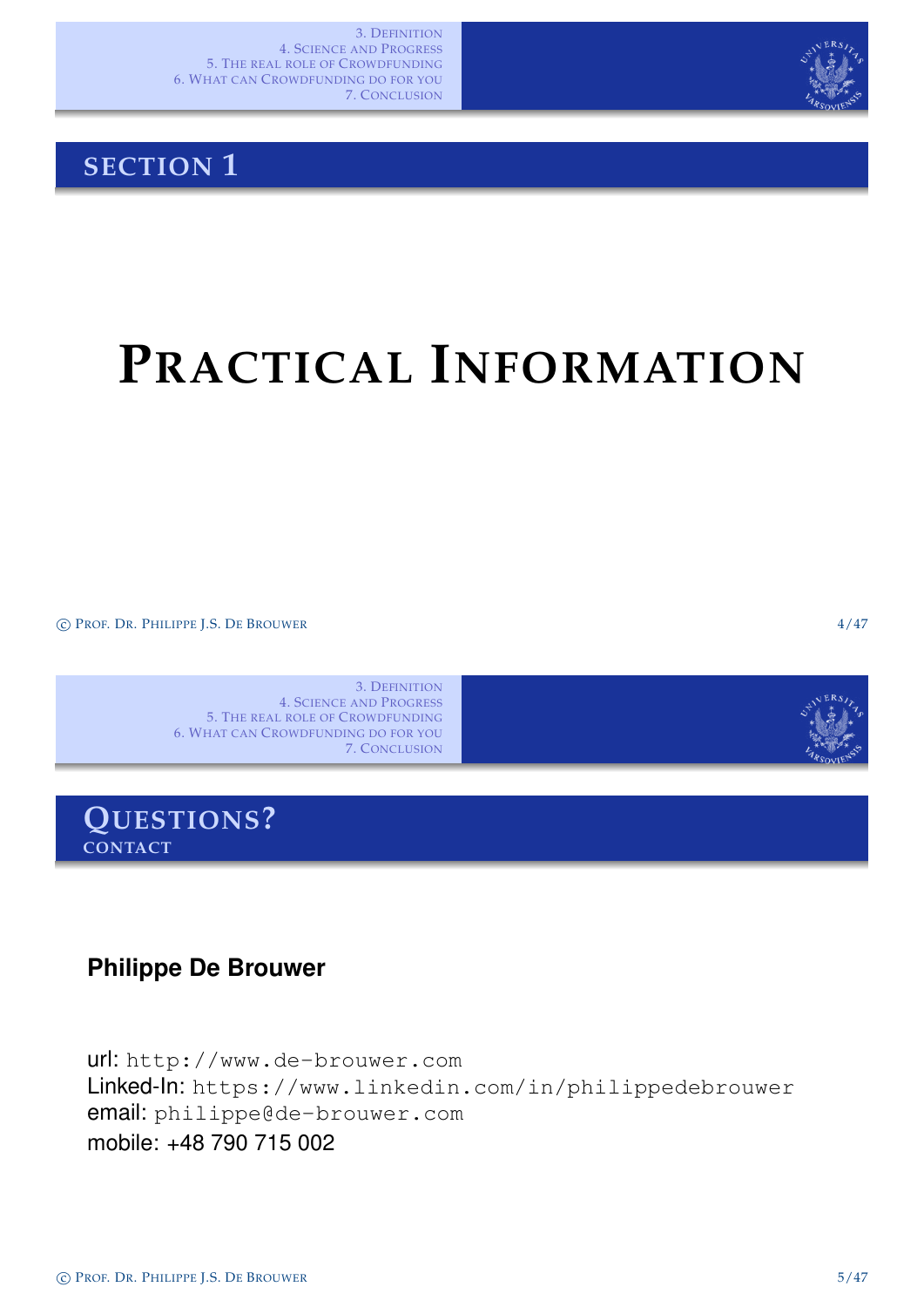## SECTION 1

# PRACTICAL INFORMATION

## QUESTIONS?

### CONTACT

**Philippe De Brouwer**

url: `http://www.de-brouwer.com`
Linked-In: `https://www.linkedin.com/in/philippedebrouwer`
email: `philippe@de-brouwer.com`
mobile: +48 790 715 002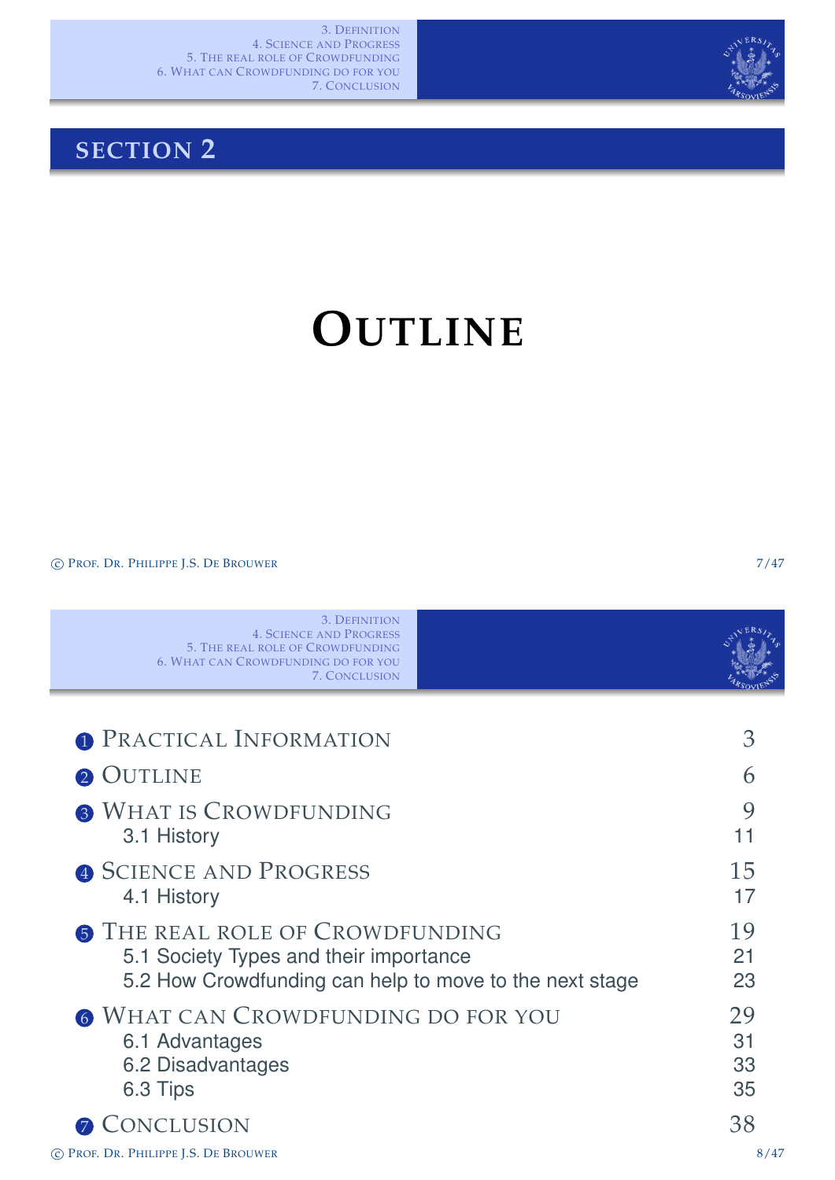## SECTION 2

# OUTLINE

1. PRACTICAL INFORMATION — 3
2. OUTLINE — 6
3. WHAT IS CROWDFUNDING — 9
   - 3.1 History — 11
4. SCIENCE AND PROGRESS — 15
   - 4.1 History — 17
5. THE REAL ROLE OF CROWDFUNDING — 19
   - 5.1 Society Types and their importance — 21
   - 5.2 How Crowdfunding can help to move to the next stage — 23
6. WHAT CAN CROWDFUNDING DO FOR YOU — 29
   - 6.1 Advantages — 31
   - 6.2 Disadvantages — 33
   - 6.3 Tips — 35
7. CONCLUSION — 38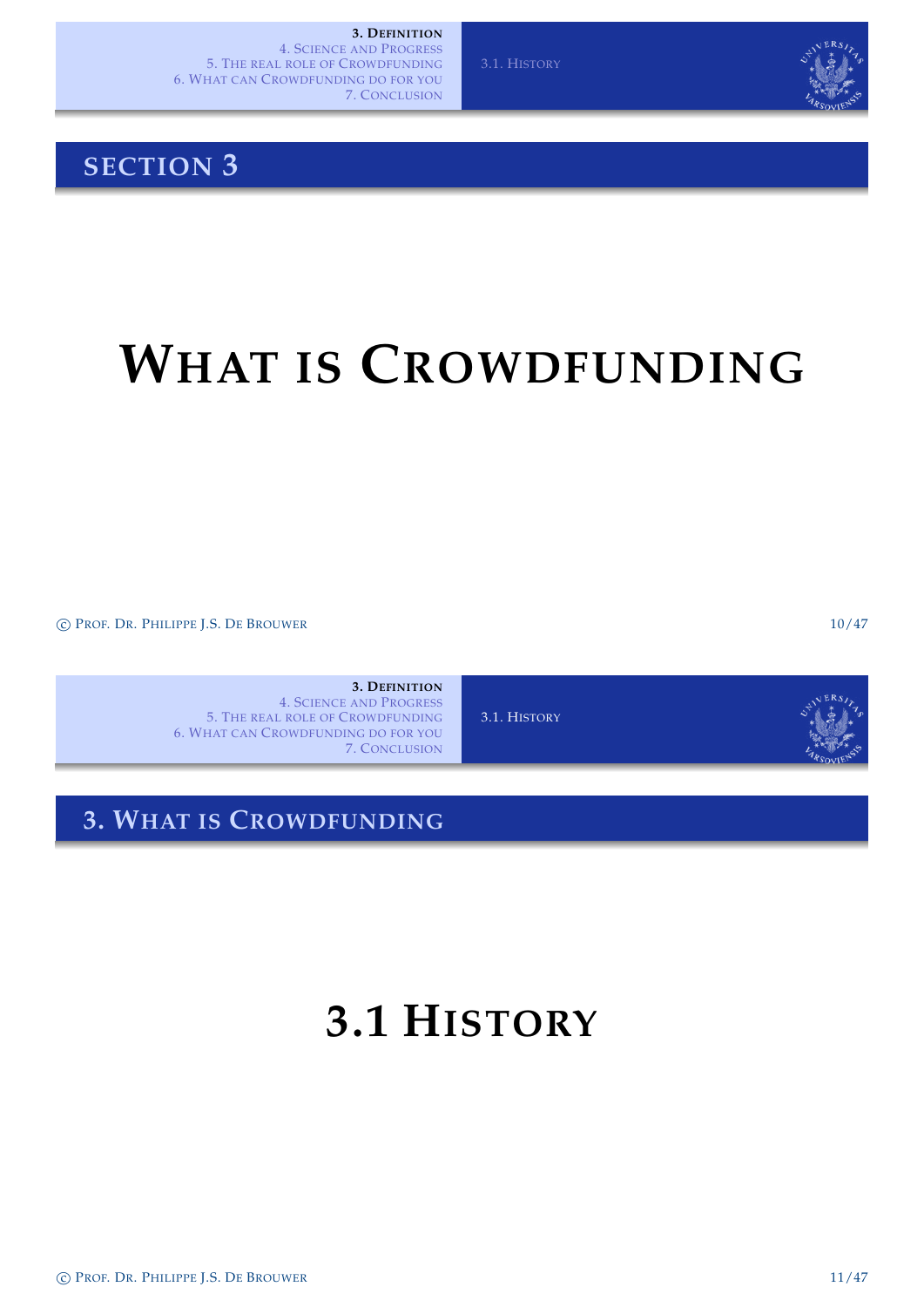## Section 3

# What is Crowdfunding

## 3. What is Crowdfunding

# 3.1 History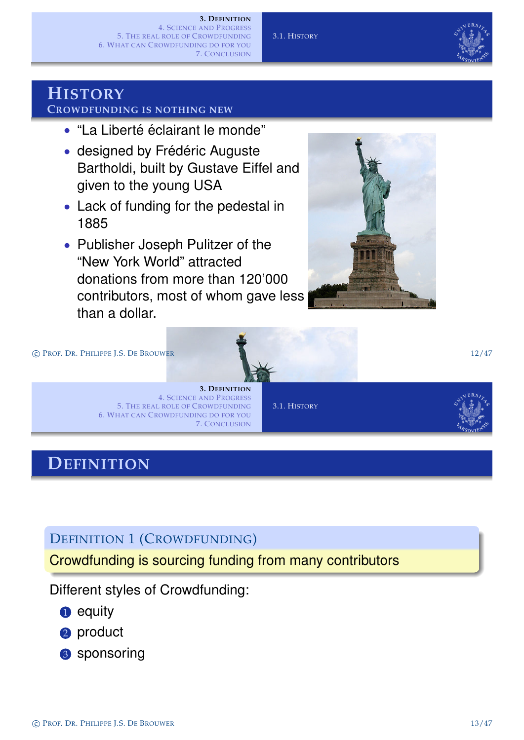# History

## Crowdfunding is nothing new

- "La Liberté éclairant le monde"
- designed by Frédéric Auguste Bartholdi, built by Gustave Eiffel and given to the young USA
- Lack of funding for the pedestal in 1885
- Publisher Joseph Pulitzer of the "New York World" attracted donations from more than 120'000 contributors, most of whom gave less than a dollar.

# Definition

**Definition 1 (Crowdfunding)**

Crowdfunding is sourcing funding from many contributors

Different styles of Crowdfunding:

1. equity
2. product
3. sponsoring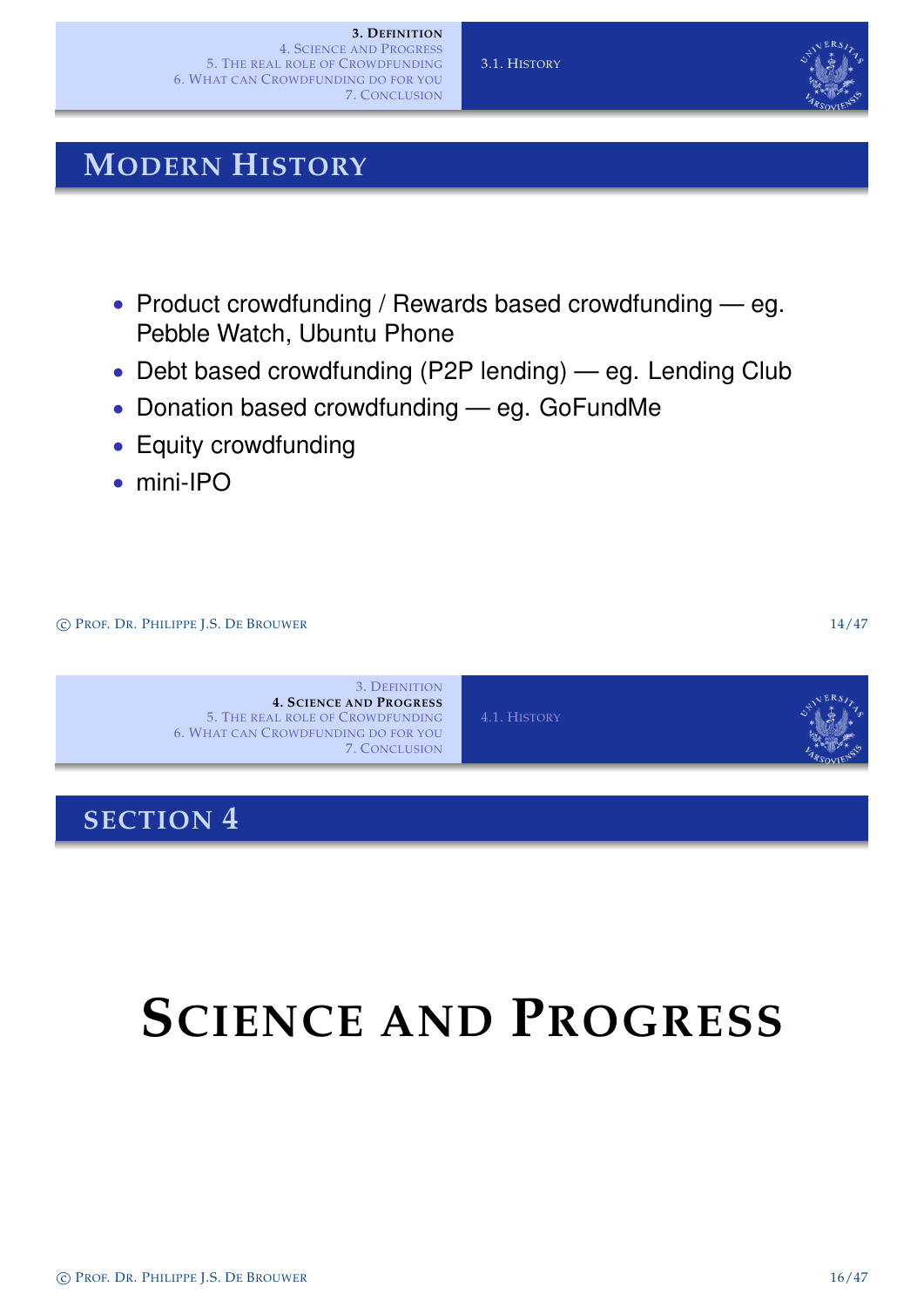## Modern History

- Product crowdfunding / Rewards based crowdfunding — eg. Pebble Watch, Ubuntu Phone
- Debt based crowdfunding (P2P lending) — eg. Lending Club
- Donation based crowdfunding — eg. GoFundMe
- Equity crowdfunding
- mini-IPO

## Section 4

# Science and Progress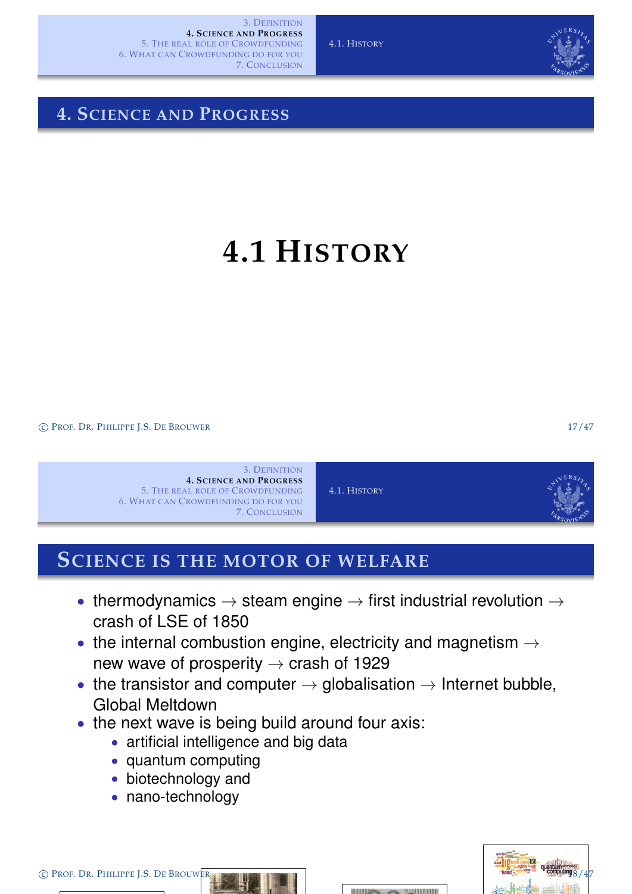# 4. Science and Progress

## 4.1 History

## Science is the motor of welfare

- thermodynamics → steam engine → first industrial revolution → crash of LSE of 1850
- the internal combustion engine, electricity and magnetism → new wave of prosperity → crash of 1929
- the transistor and computer → globalisation → Internet bubble, Global Meltdown
- the next wave is being build around four axis:
  - artificial intelligence and big data
  - quantum computing
  - biotechnology and
  - nano-technology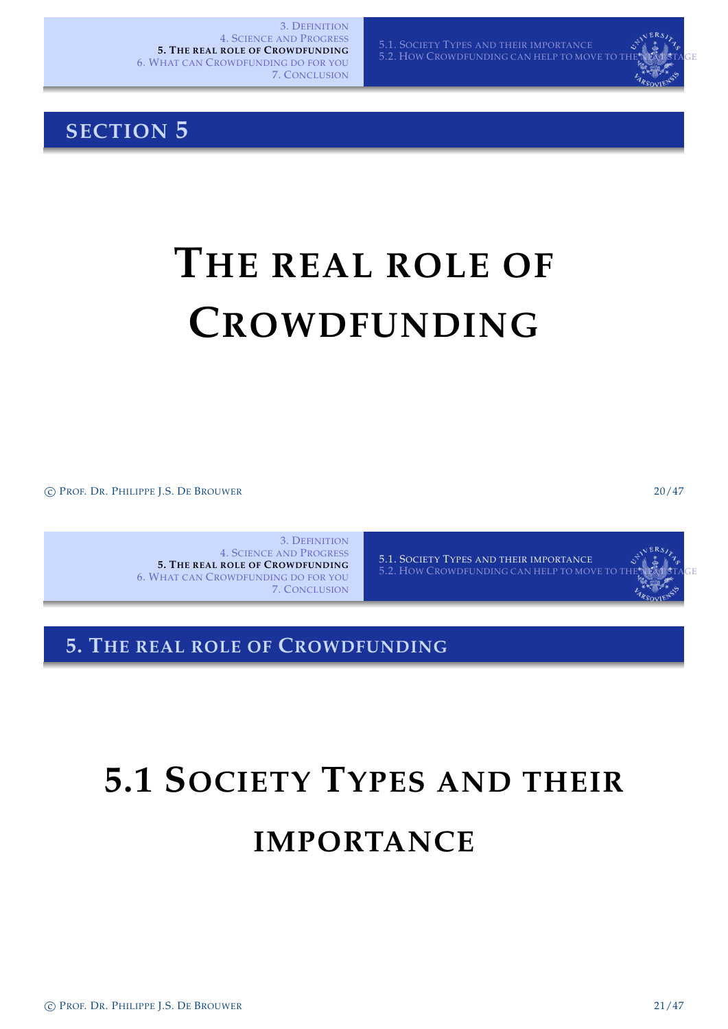## SECTION 5

# THE REAL ROLE OF CROWDFUNDING

## 5. THE REAL ROLE OF CROWDFUNDING

# 5.1 SOCIETY TYPES AND THEIR IMPORTANCE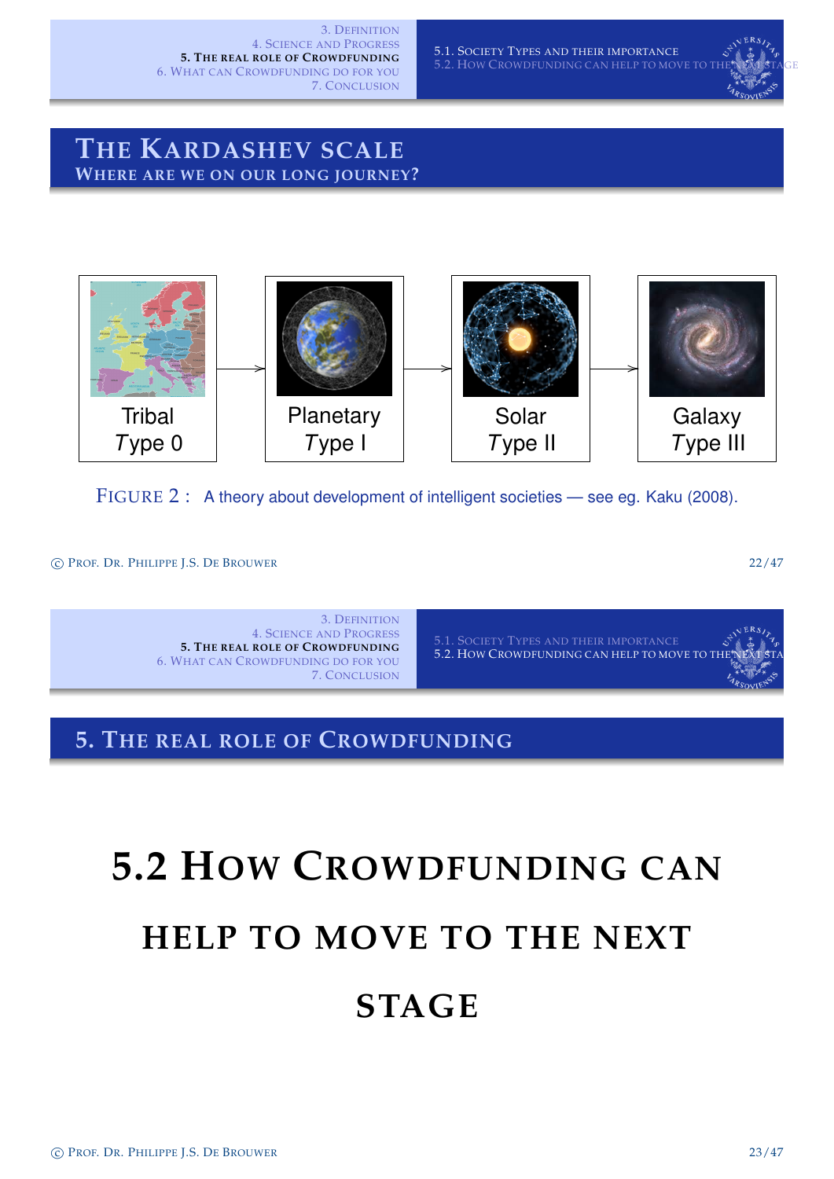## The Kardashev scale

### Where are we on our long journey?

Tribal
*Type* 0

Planetary
*Type* I

Solar
*Type* II

Galaxy
*Type* III

FIGURE 2 : A theory about development of intelligent societies — see eg. Kaku (2008).

## 5. The real role of Crowdfunding

# 5.2 How Crowdfunding can help to move to the next stage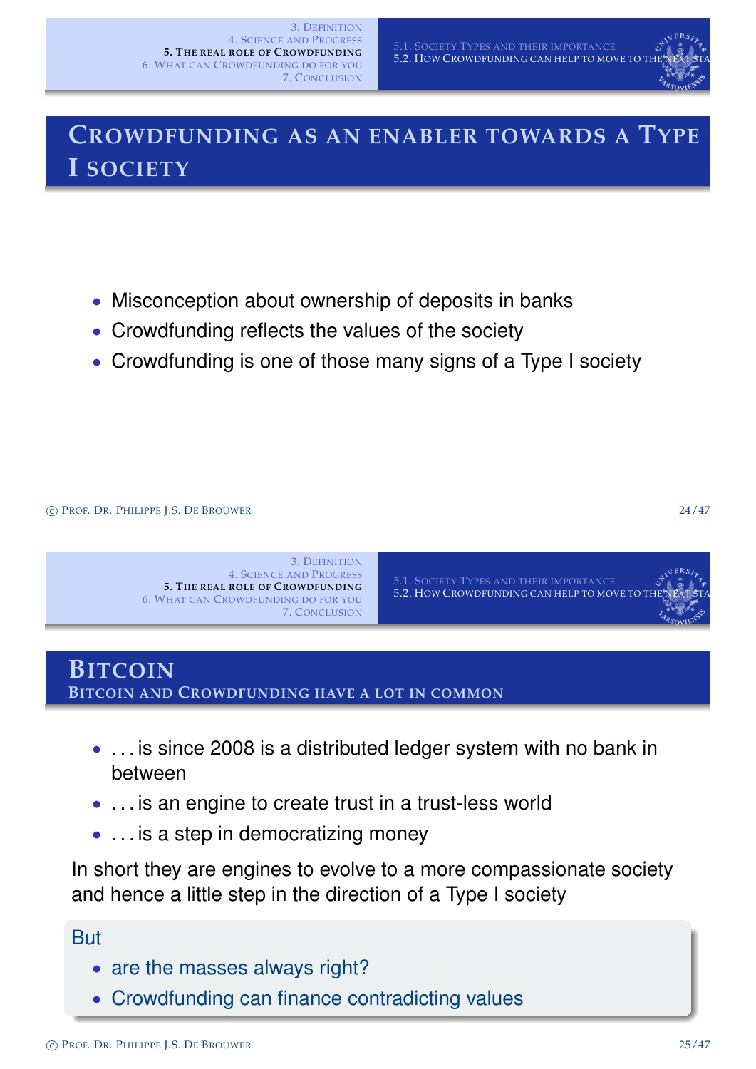## Crowdfunding as an enabler towards a Type I society

- Misconception about ownership of deposits in banks
- Crowdfunding reflects the values of the society
- Crowdfunding is one of those many signs of a Type I society

## Bitcoin

### Bitcoin and Crowdfunding have a lot in common

- ... is since 2008 is a distributed ledger system with no bank in between
- ... is an engine to create trust in a trust-less world
- ... is a step in democratizing money

In short they are engines to evolve to a more compassionate society and hence a little step in the direction of a Type I society

**But**

- are the masses always right?
- Crowdfunding can finance contradicting values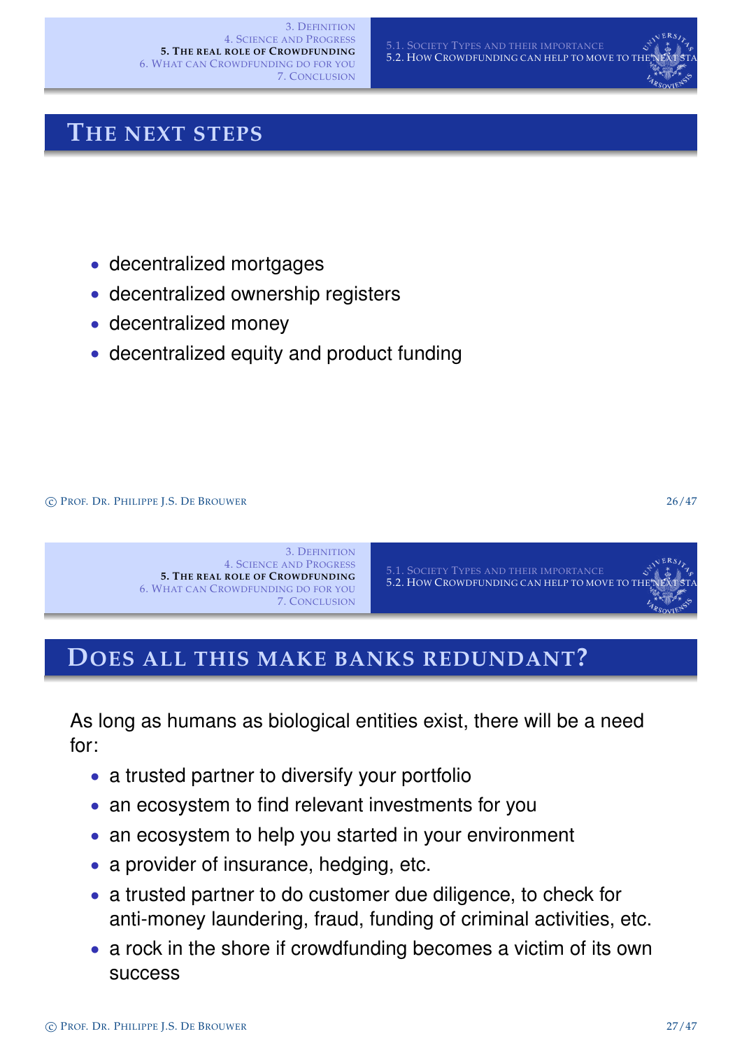## The next steps

- decentralized mortgages
- decentralized ownership registers
- decentralized money
- decentralized equity and product funding

## Does all this make banks redundant?

As long as humans as biological entities exist, there will be a need for:

- a trusted partner to diversify your portfolio
- an ecosystem to find relevant investments for you
- an ecosystem to help you started in your environment
- a provider of insurance, hedging, etc.
- a trusted partner to do customer due diligence, to check for anti-money laundering, fraud, funding of criminal activities, etc.
- a rock in the shore if crowdfunding becomes a victim of its own success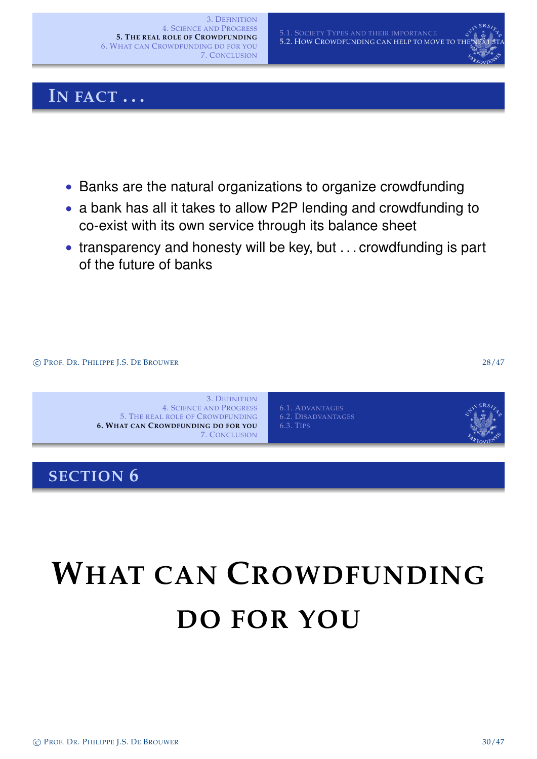## In fact . . .

- Banks are the natural organizations to organize crowdfunding
- a bank has all it takes to allow P2P lending and crowdfunding to co-exist with its own service through its balance sheet
- transparency and honesty will be key, but . . . crowdfunding is part of the future of banks

## Section 6

# What can Crowdfunding do for you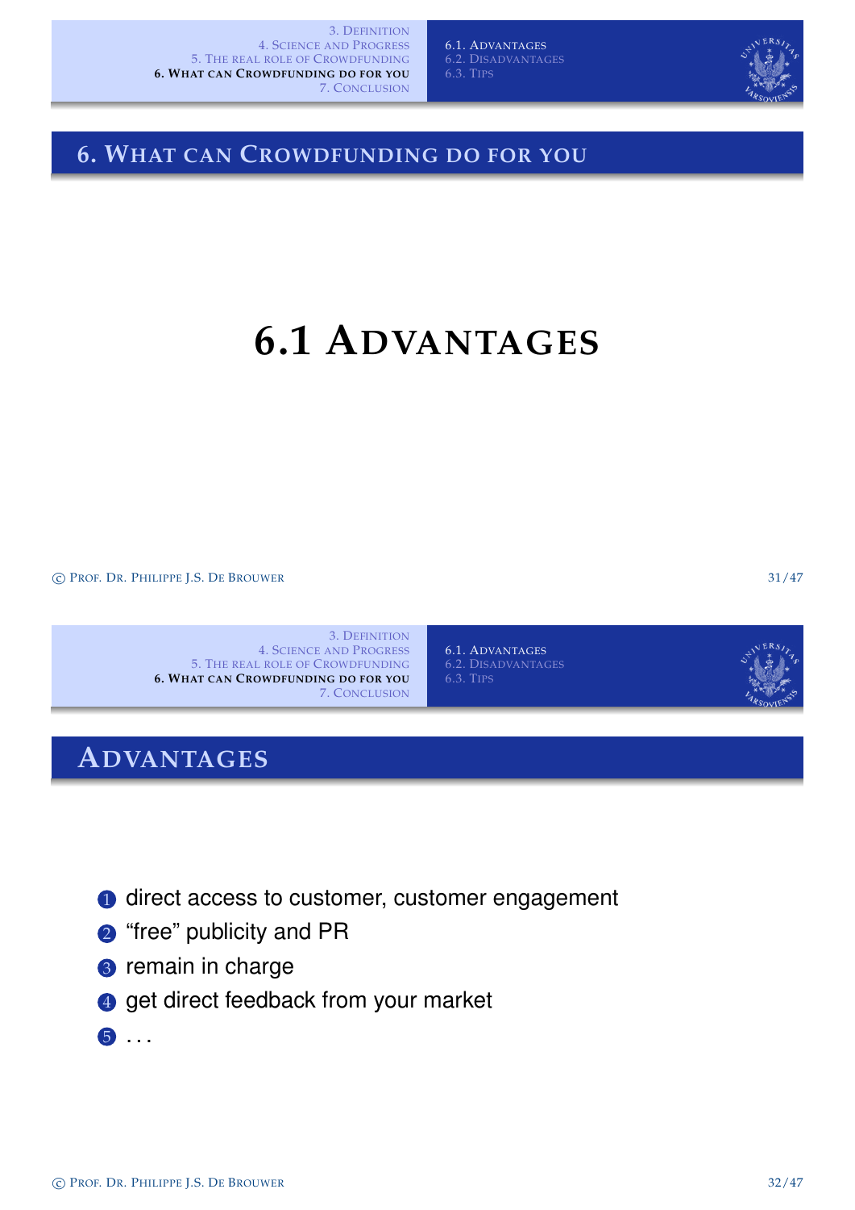# 6. What can Crowdfunding do for you

## 6.1 Advantages

## Advantages

1. direct access to customer, customer engagement
2. "free" publicity and PR
3. remain in charge
4. get direct feedback from your market
5. ...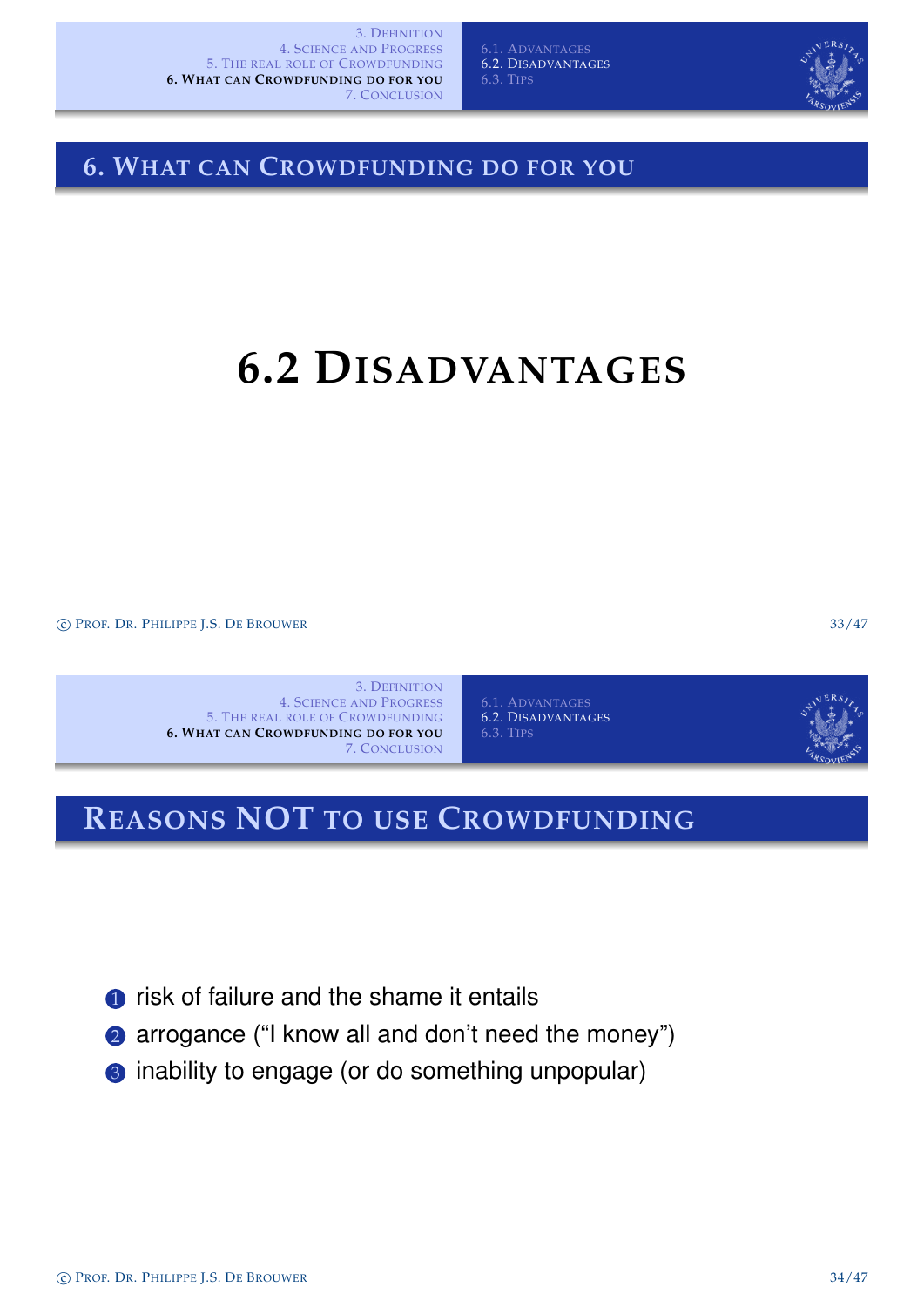## 6. What can Crowdfunding do for you

# 6.2 Disadvantages

## Reasons NOT to use Crowdfunding

1. risk of failure and the shame it entails
2. arrogance ("I know all and don't need the money")
3. inability to engage (or do something unpopular)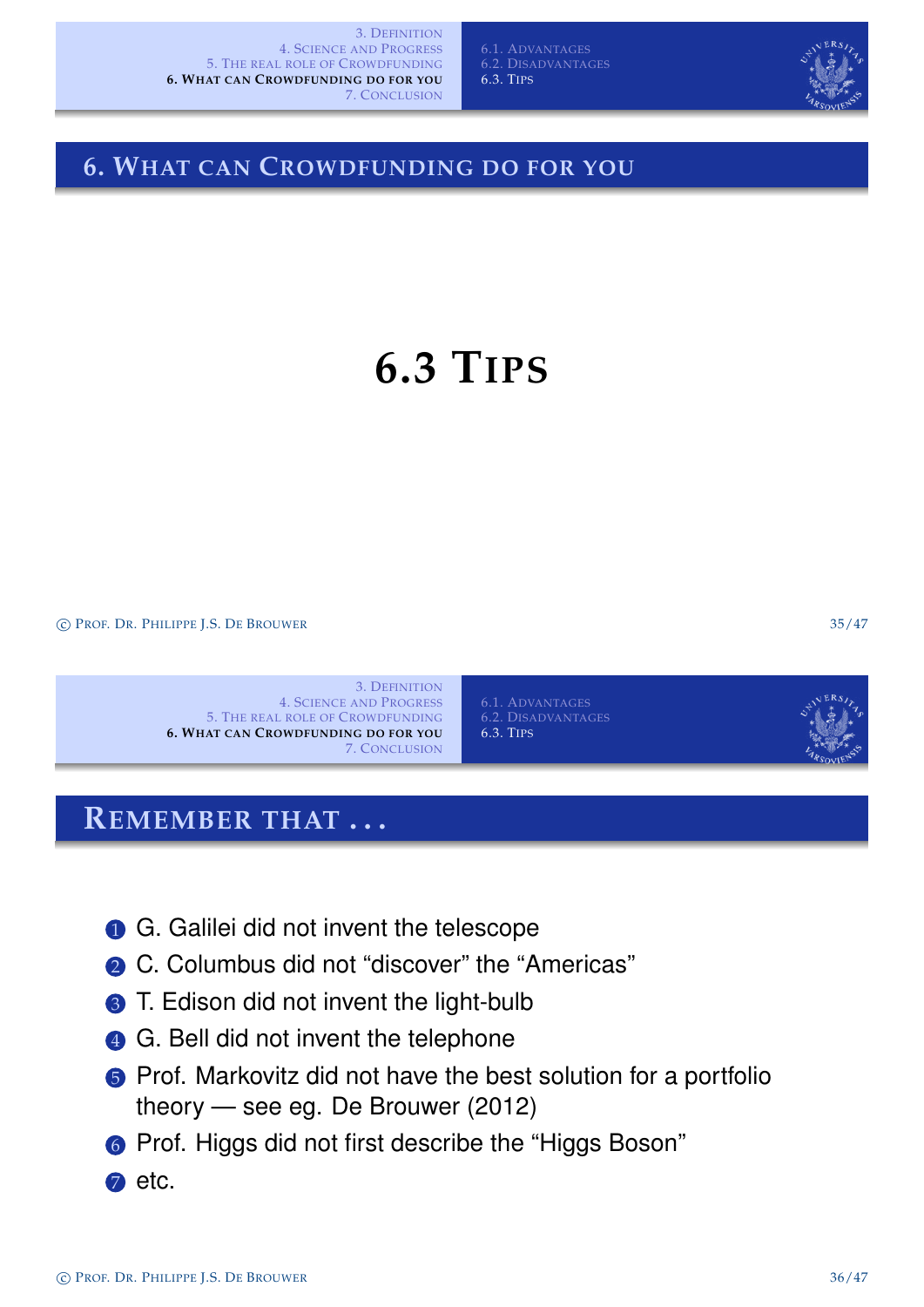## 6. What can Crowdfunding do for you

# 6.3 Tips

## Remember that ...

1. G. Galilei did not invent the telescope
2. C. Columbus did not “discover” the “Americas”
3. T. Edison did not invent the light-bulb
4. G. Bell did not invent the telephone
5. Prof. Markovitz did not have the best solution for a portfolio theory — see eg. De Brouwer (2012)
6. Prof. Higgs did not first describe the “Higgs Boson”
7. etc.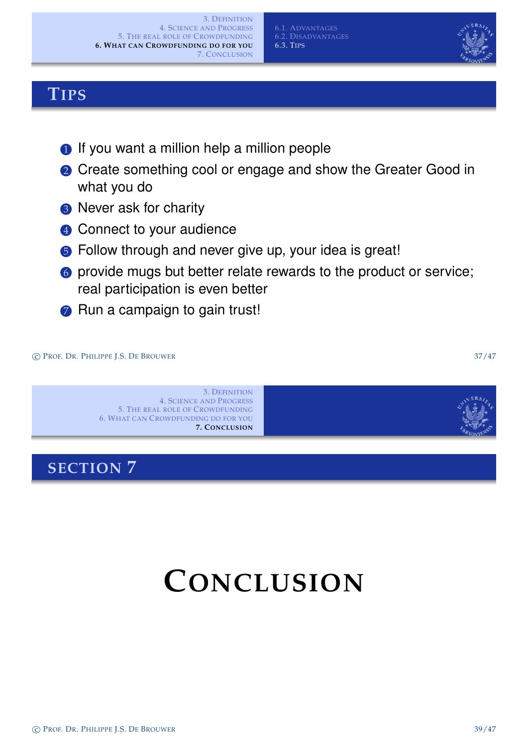## Tips

1. If you want a million help a million people
2. Create something cool or engage and show the Greater Good in what you do
3. Never ask for charity
4. Connect to your audience
5. Follow through and never give up, your idea is great!
6. provide mugs but better relate rewards to the product or service; real participation is even better
7. Run a campaign to gain trust!

## Section 7

# Conclusion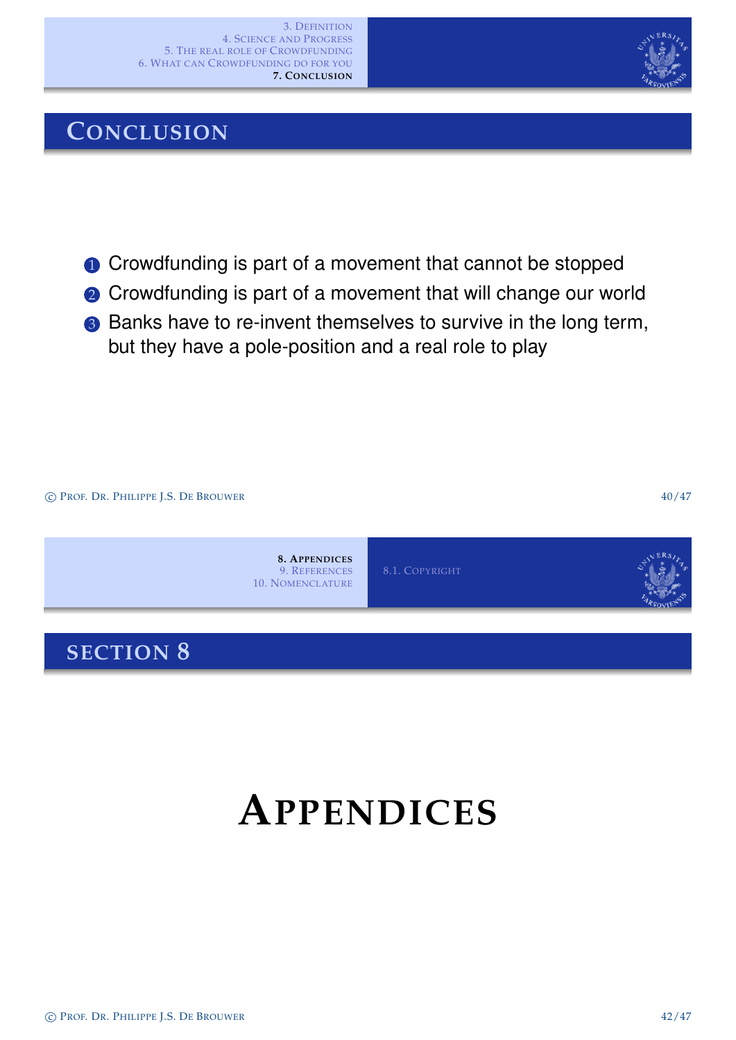## Conclusion

1. Crowdfunding is part of a movement that cannot be stopped
2. Crowdfunding is part of a movement that will change our world
3. Banks have to re-invent themselves to survive in the long term, but they have a pole-position and a real role to play

## Section 8

# Appendices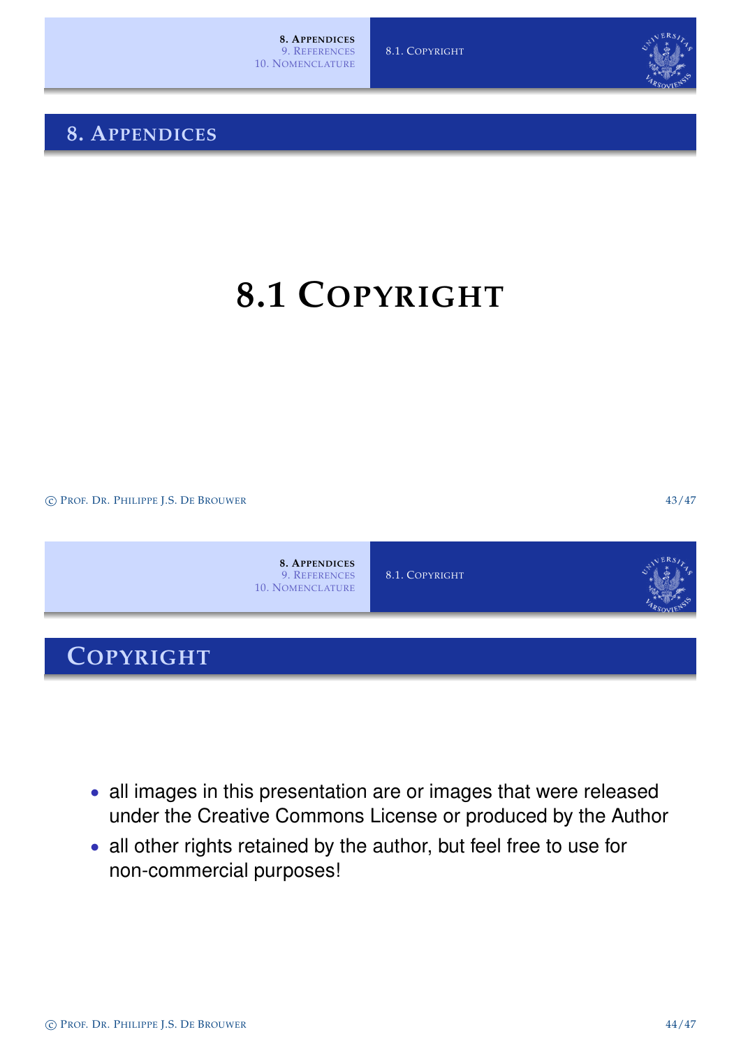# 8. Appendices

## 8.1 Copyright

### Copyright

- all images in this presentation are or images that were released under the Creative Commons License or produced by the Author
- all other rights retained by the author, but feel free to use for non-commercial purposes!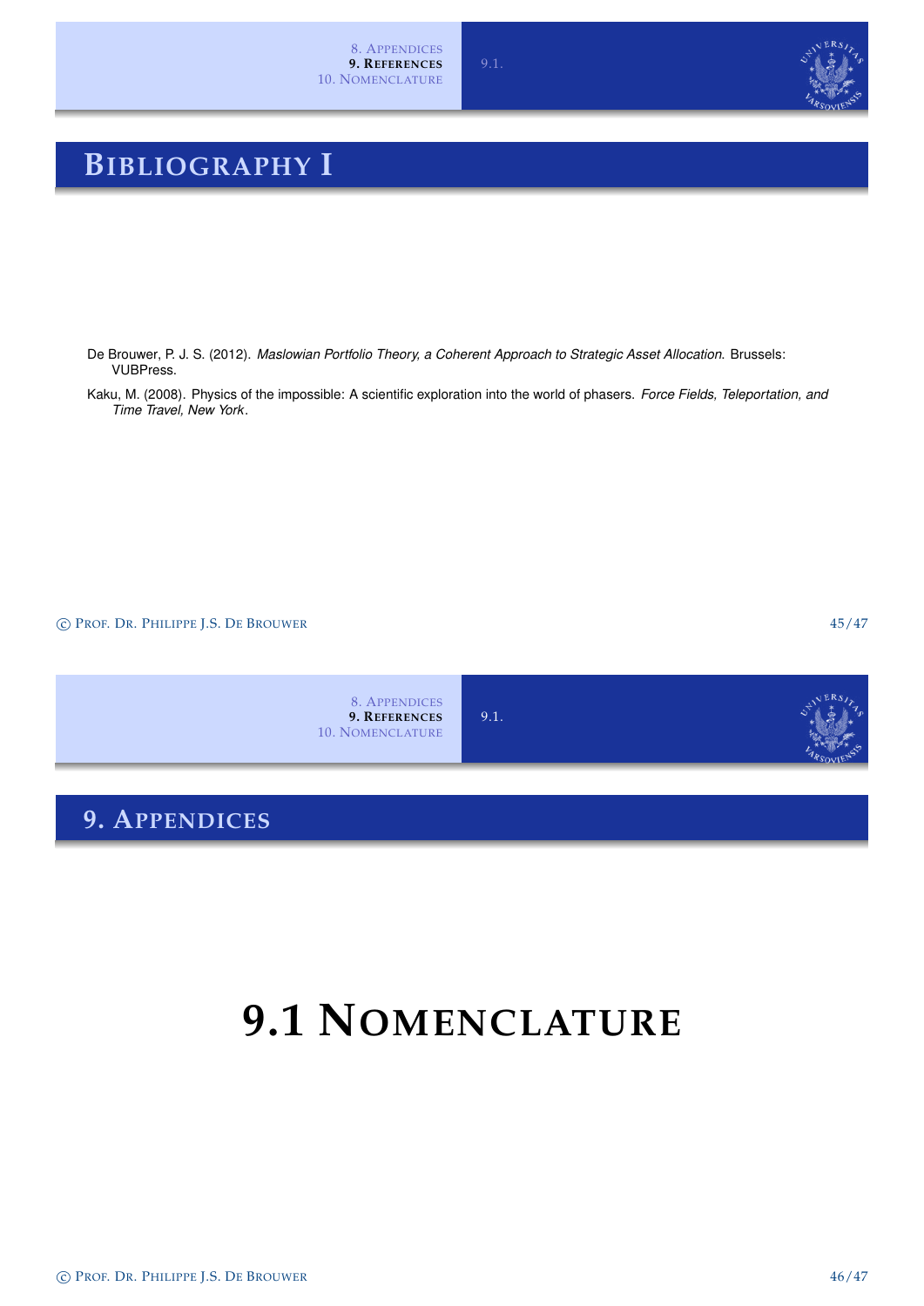## Bibliography I

De Brouwer, P. J. S. (2012). *Maslowian Portfolio Theory, a Coherent Approach to Strategic Asset Allocation*. Brussels: VUBPress.

Kaku, M. (2008). Physics of the impossible: A scientific exploration into the world of phasers. *Force Fields, Teleportation, and Time Travel, New York*.

## 9. Appendices

# 9.1 Nomenclature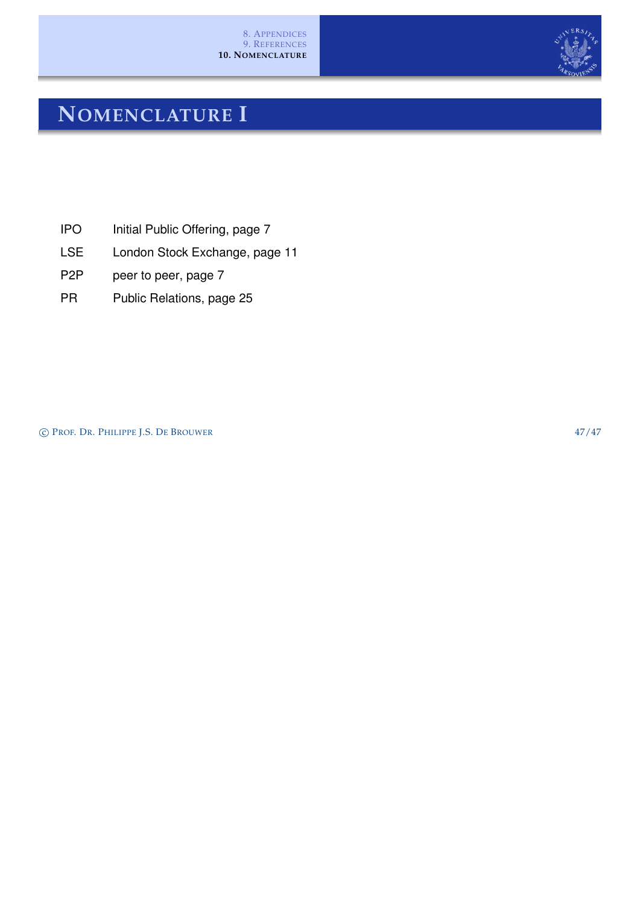# Nomenclature I

| | |
|---|---|
| IPO | Initial Public Offering, page 7 |
| LSE | London Stock Exchange, page 11 |
| P2P | peer to peer, page 7 |
| PR | Public Relations, page 25 |